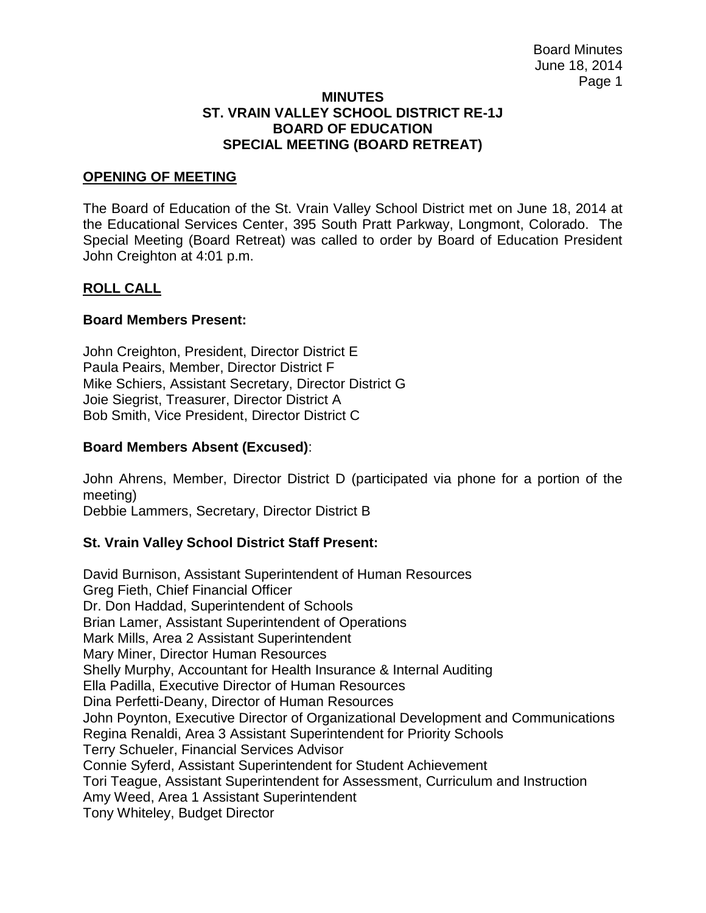# MINUTES
# ST. VRAIN VALLEY SCHOOL DISTRICT RE-1J
# BOARD OF EDUCATION
# SPECIAL MEETING (BOARD RETREAT)

## OPENING OF MEETING

The Board of Education of the St. Vrain Valley School District met on June 18, 2014 at the Educational Services Center, 395 South Pratt Parkway, Longmont, Colorado. The Special Meeting (Board Retreat) was called to order by Board of Education President John Creighton at 4:01 p.m.

## ROLL CALL

### Board Members Present:

John Creighton, President, Director District E
Paula Peairs, Member, Director District F
Mike Schiers, Assistant Secretary, Director District G
Joie Siegrist, Treasurer, Director District A
Bob Smith, Vice President, Director District C

### Board Members Absent (Excused):

John Ahrens, Member, Director District D (participated via phone for a portion of the meeting)
Debbie Lammers, Secretary, Director District B

### St. Vrain Valley School District Staff Present:

David Burnison, Assistant Superintendent of Human Resources
Greg Fieth, Chief Financial Officer
Dr. Don Haddad, Superintendent of Schools
Brian Lamer, Assistant Superintendent of Operations
Mark Mills, Area 2 Assistant Superintendent
Mary Miner, Director Human Resources
Shelly Murphy, Accountant for Health Insurance & Internal Auditing
Ella Padilla, Executive Director of Human Resources
Dina Perfetti-Deany, Director of Human Resources
John Poynton, Executive Director of Organizational Development and Communications
Regina Renaldi, Area 3 Assistant Superintendent for Priority Schools
Terry Schueler, Financial Services Advisor
Connie Syferd, Assistant Superintendent for Student Achievement
Tori Teague, Assistant Superintendent for Assessment, Curriculum and Instruction
Amy Weed, Area 1 Assistant Superintendent
Tony Whiteley, Budget Director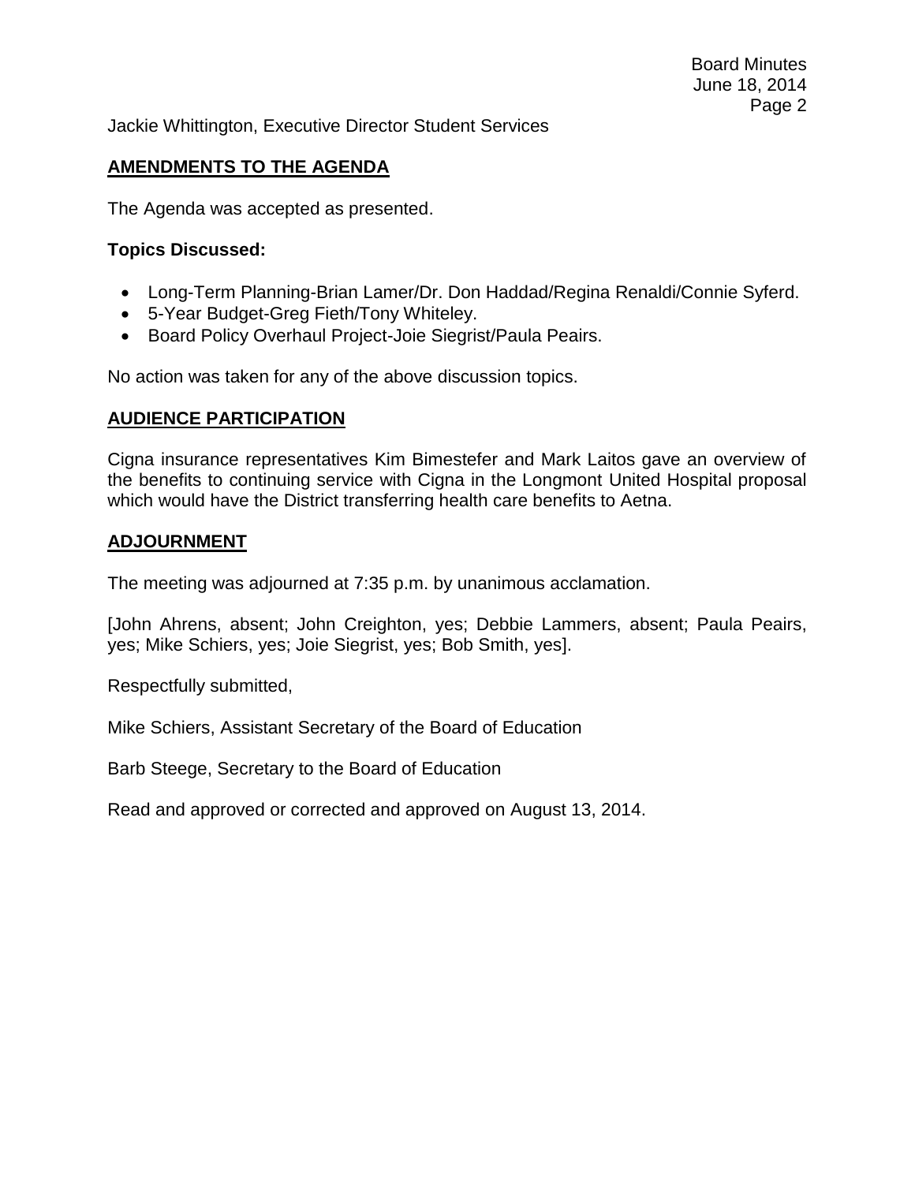Jackie Whittington, Executive Director Student Services

## AMENDMENTS TO THE AGENDA

The Agenda was accepted as presented.

**Topics Discussed:**

- Long-Term Planning-Brian Lamer/Dr. Don Haddad/Regina Renaldi/Connie Syferd.
- 5-Year Budget-Greg Fieth/Tony Whiteley.
- Board Policy Overhaul Project-Joie Siegrist/Paula Peairs.

No action was taken for any of the above discussion topics.

## AUDIENCE PARTICIPATION

Cigna insurance representatives Kim Bimestefer and Mark Laitos gave an overview of the benefits to continuing service with Cigna in the Longmont United Hospital proposal which would have the District transferring health care benefits to Aetna.

## ADJOURNMENT

The meeting was adjourned at 7:35 p.m. by unanimous acclamation.

[John Ahrens, absent; John Creighton, yes; Debbie Lammers, absent; Paula Peairs, yes; Mike Schiers, yes; Joie Siegrist, yes; Bob Smith, yes].

Respectfully submitted,

Mike Schiers, Assistant Secretary of the Board of Education

Barb Steege, Secretary to the Board of Education

Read and approved or corrected and approved on August 13, 2014.